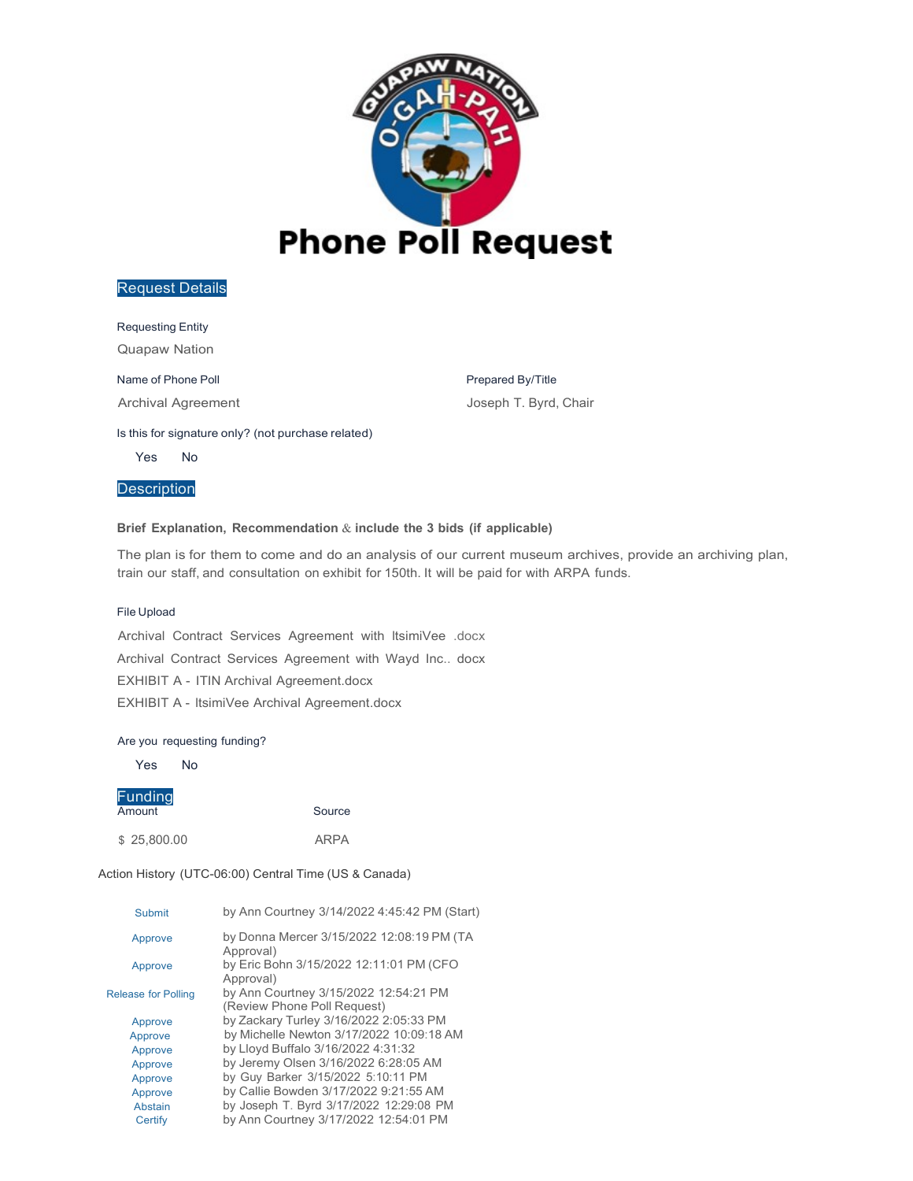# Phone Poll Request

## Request Details

Requesting Entity

Quapaw Nation

Name of Phone Poll

Archival Agreement

Prepared By/Title

Joseph T. Byrd, Chair

Is this for signature only? (not purchase related)

Yes No

## Description

**Brief Explanation, Recommendation & include the 3 bids (if applicable)**

The plan is for them to come and do an analysis of our current museum archives, provide an archiving plan, train our staff, and consultation on exhibit for 150th. It will be paid for with ARPA funds.

File Upload

Archival Contract Services Agreement with ItsimiVee .docx

Archival Contract Services Agreement with Wayd Inc.. docx

EXHIBIT A - ITIN Archival Agreement.docx

EXHIBIT A - ItsimiVee Archival Agreement.docx

Are you requesting funding?

Yes No

## Funding

| Amount | Source |
|---|---|
| $ 25,800.00 | ARPA |

Action History (UTC-06:00) Central Time (US & Canada)

| | |
|---|---|
| Submit | by Ann Courtney 3/14/2022 4:45:42 PM (Start) |
| Approve | by Donna Mercer 3/15/2022 12:08:19 PM (TA Approval) |
| Approve | by Eric Bohn 3/15/2022 12:11:01 PM (CFO Approval) |
| Release for Polling | by Ann Courtney 3/15/2022 12:54:21 PM (Review Phone Poll Request) |
| Approve | by Zackary Turley 3/16/2022 2:05:33 PM |
| Approve | by Michelle Newton 3/17/2022 10:09:18 AM |
| Approve | by Lloyd Buffalo 3/16/2022 4:31:32 |
| Approve | by Jeremy Olsen 3/16/2022 6:28:05 AM |
| Approve | by Guy Barker 3/15/2022 5:10:11 PM |
| Approve | by Callie Bowden 3/17/2022 9:21:55 AM |
| Abstain | by Joseph T. Byrd 3/17/2022 12:29:08 PM |
| Certify | by Ann Courtney 3/17/2022 12:54:01 PM |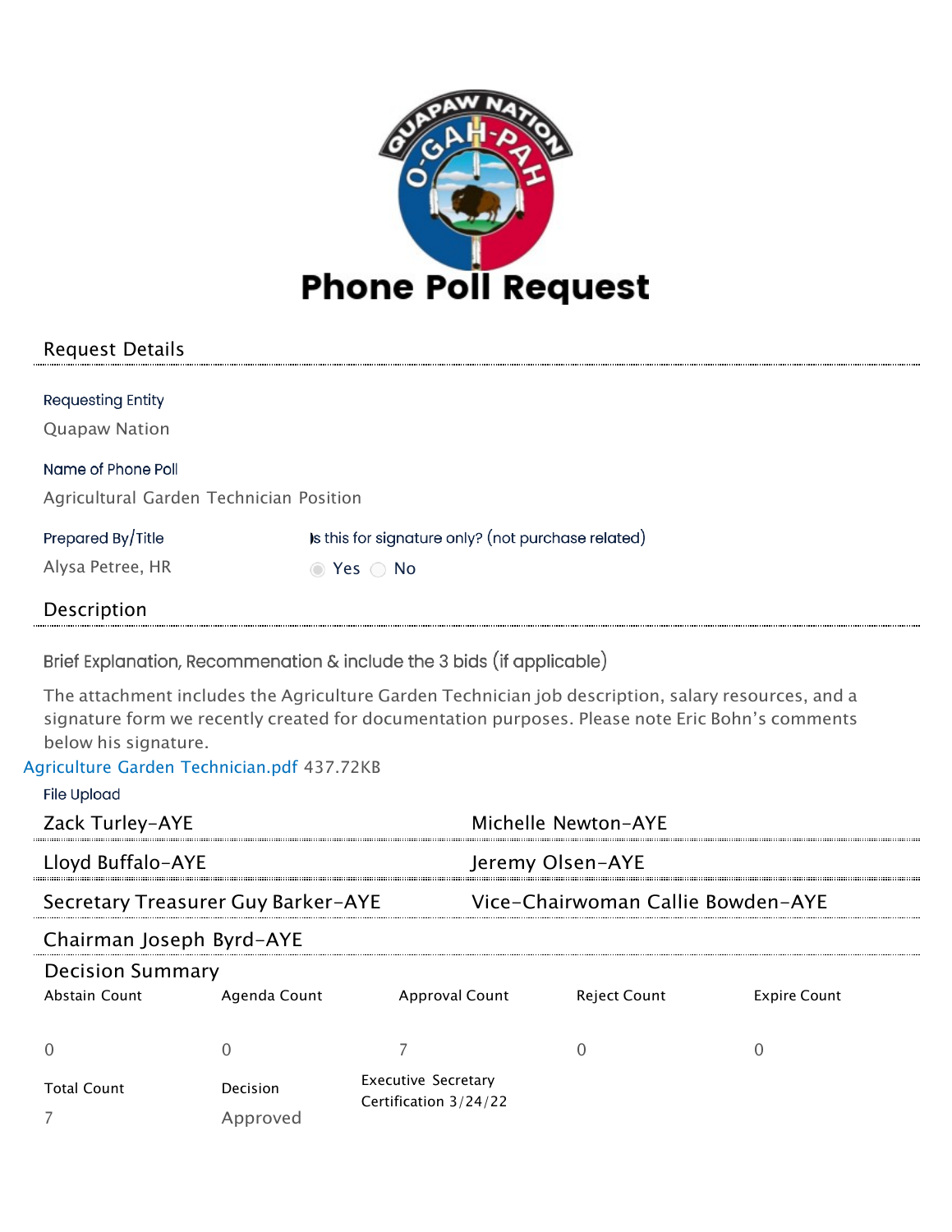# Phone Poll Request

## Request Details

**Requesting Entity**

Quapaw Nation

**Name of Phone Poll**

Agricultural Garden Technician Position

**Prepared By/Title**

Alysa Petree, HR

**Is this for signature only? (not purchase related)**

(●) Yes ( ) No

## Description

**Brief Explanation, Recommenation & include the 3 bids (if applicable)**

The attachment includes the Agriculture Garden Technician job description, salary resources, and a signature form we recently created for documentation purposes. Please note Eric Bohn's comments below his signature.

Agriculture Garden Technician.pdf 437.72KB

File Upload

| | |
|---|---|
| Zack Turley-AYE | Michelle Newton-AYE |
| Lloyd Buffalo-AYE | Jeremy Olsen-AYE |
| Secretary Treasurer Guy Barker-AYE | Vice-Chairwoman Callie Bowden-AYE |
| Chairman Joseph Byrd-AYE | |

## Decision Summary

| Abstain Count | Agenda Count | Approval Count | Reject Count | Expire Count |
|---|---|---|---|---|
| 0 | 0 | 7 | 0 | 0 |

| Total Count | Decision | Executive Secretary Certification 3/24/22 |
|---|---|---|
| 7 | Approved | |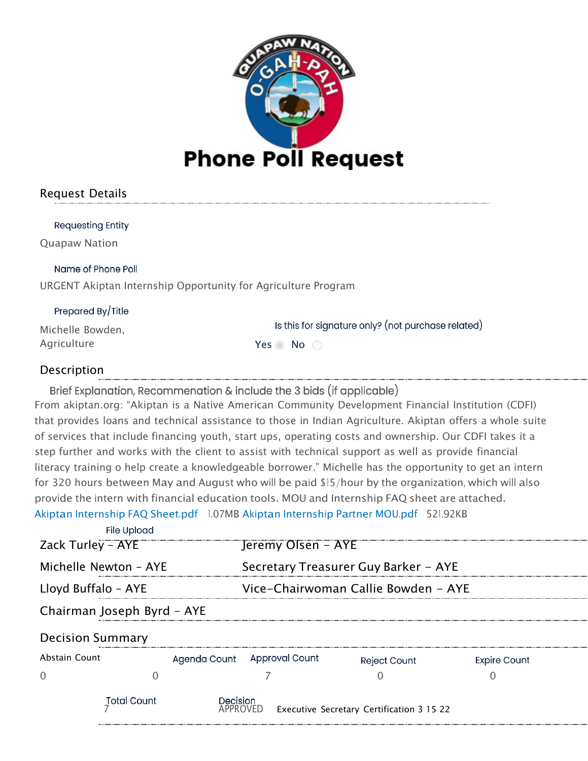# Phone Poll Request

## Request Details

**Requesting Entity**

Quapaw Nation

**Name of Phone Poll**

URGENT Akiptan Internship Opportunity for Agriculture Program

**Prepared By/Title**

Michelle Bowden, Agriculture

**Is this for signature only? (not purchase related)**

Yes ◉ No ○

## Description

**Brief Explanation, Recommenation & include the 3 bids (if applicable)**

From akiptan.org: "Akiptan is a Native American Community Development Financial Institution (CDFI) that provides loans and technical assistance to those in Indian Agriculture. Akiptan offers a whole suite of services that include financing youth, start ups, operating costs and ownership. Our CDFI takes it a step further and works with the client to assist with technical support as well as provide financial literacy training o help create a knowledgeable borrower." Michelle has the opportunity to get an intern for 320 hours between May and August who will be paid $15/hour by the organization, which will also provide the intern with financial education tools. MOU and Internship FAQ sheet are attached.

Akiptan Internship FAQ Sheet.pdf 1.07MB Akiptan Internship Partner MOU.pdf 521.92KB

File Upload

Zack Turley - AYE

Jeremy Olsen - AYE

Michelle Newton - AYE

Secretary Treasurer Guy Barker - AYE

Lloyd Buffalo - AYE

Vice-Chairwoman Callie Bowden - AYE

Chairman Joseph Byrd - AYE

## Decision Summary

| Abstain Count | | Agenda Count | Approval Count | Reject Count | Expire Count |
|---|---|---|---|---|---|
| 0 | 0 | | 7 | 0 | 0 |

| Total Count | Decision | |
|---|---|---|
| 7 | APPROVED | Executive Secretary Certification 3 15 22 |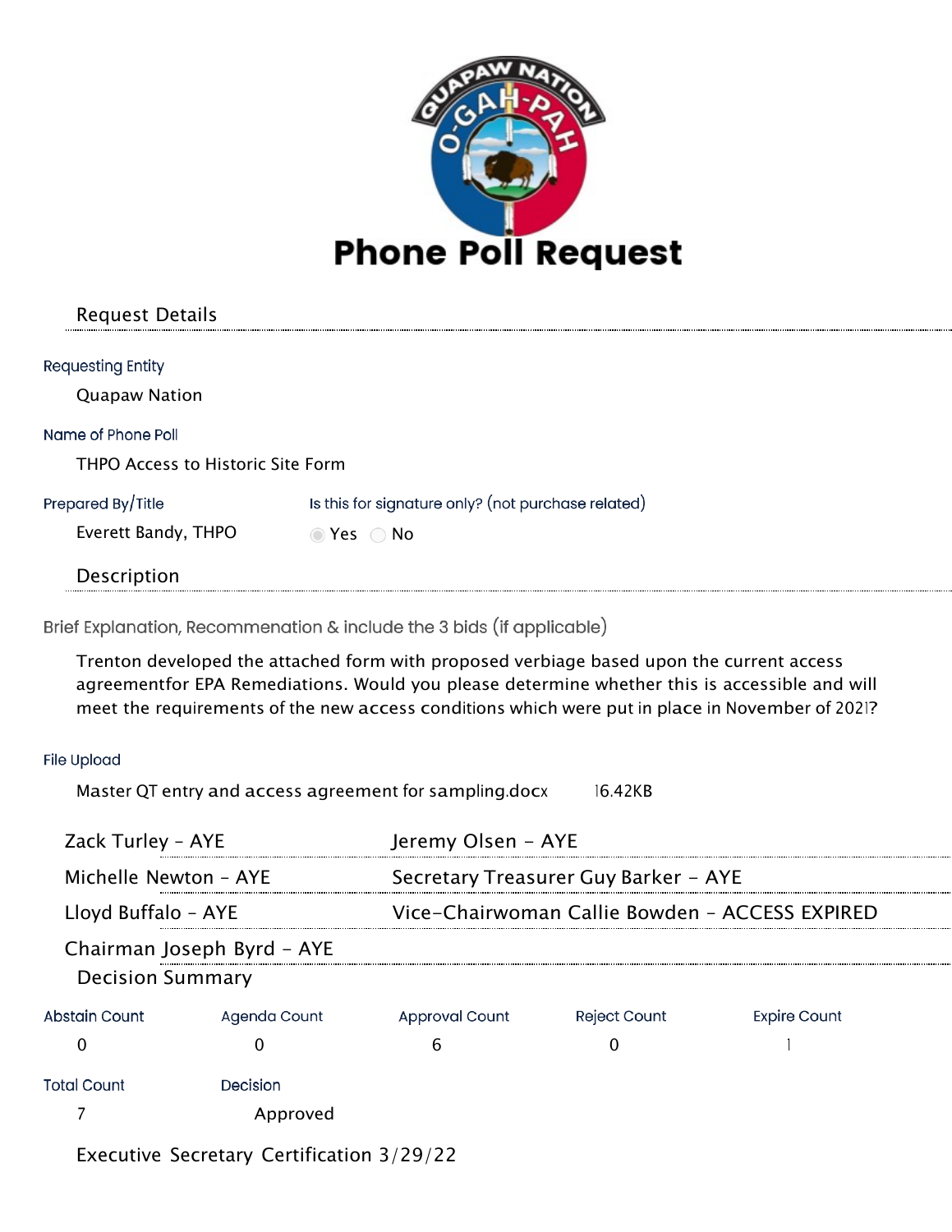# Phone Poll Request

## Request Details

**Requesting Entity**

Quapaw Nation

**Name of Phone Poll**

THPO Access to Historic Site Form

**Prepared By/Title**

Everett Bandy, THPO

**Is this for signature only? (not purchase related)**

(●) Yes ( ) No

## Description

**Brief Explanation, Recommenation & include the 3 bids (if applicable)**

Trenton developed the attached form with proposed verbiage based upon the current access agreementfor EPA Remediations. Would you please determine whether this is accessible and will meet the requirements of the new access conditions which were put in place in November of 2021?

**File Upload**

Master QT entry and access agreement for sampling.docx 16.42KB

| | |
|---|---|
| Zack Turley - AYE | Jeremy Olsen - AYE |
| Michelle Newton - AYE | Secretary Treasurer Guy Barker - AYE |
| Lloyd Buffalo - AYE | Vice-Chairwoman Callie Bowden - ACCESS EXPIRED |
| Chairman Joseph Byrd - AYE | |

## Decision Summary

| Abstain Count | Agenda Count | Approval Count | Reject Count | Expire Count |
|---|---|---|---|---|
| 0 | 0 | 6 | 0 | 1 |

| Total Count | Decision |
|---|---|
| 7 | Approved |

Executive Secretary Certification 3/29/22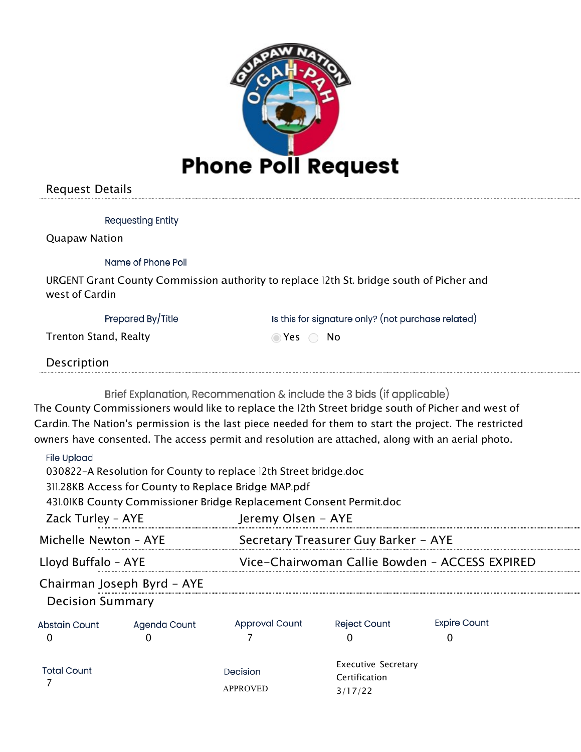# Phone Poll Request

## Request Details

**Requesting Entity**

Quapaw Nation

**Name of Phone Poll**

URGENT Grant County Commission authority to replace 12th St. bridge south of Picher and west of Cardin

**Prepared By/Title**

Trenton Stand, Realty

**Is this for signature only? (not purchase related)**

(•) Yes ( ) No

## Description

**Brief Explanation, Recommenation & include the 3 bids (if applicable)**

The County Commissioners would like to replace the 12th Street bridge south of Picher and west of Cardin. The Nation's permission is the last piece needed for them to start the project. The restricted owners have consented. The access permit and resolution are attached, along with an aerial photo.

**File Upload**

030822-A Resolution for County to replace 12th Street bridge.doc
311.28KB Access for County to Replace Bridge MAP.pdf
431.01KB County Commissioner Bridge Replacement Consent Permit.doc

| | |
|---|---|
| Zack Turley - AYE | Jeremy Olsen - AYE |
| Michelle Newton - AYE | Secretary Treasurer Guy Barker - AYE |
| Lloyd Buffalo - AYE | Vice-Chairwoman Callie Bowden - ACCESS EXPIRED |
| Chairman Joseph Byrd - AYE | |

## Decision Summary

| Abstain Count | Agenda Count | Approval Count | Reject Count | Expire Count |
|---|---|---|---|---|
| 0 | 0 | 7 | 0 | 0 |

| Total Count | Decision | Executive Secretary Certification |
|---|---|---|
| 7 | APPROVED | 3/17/22 |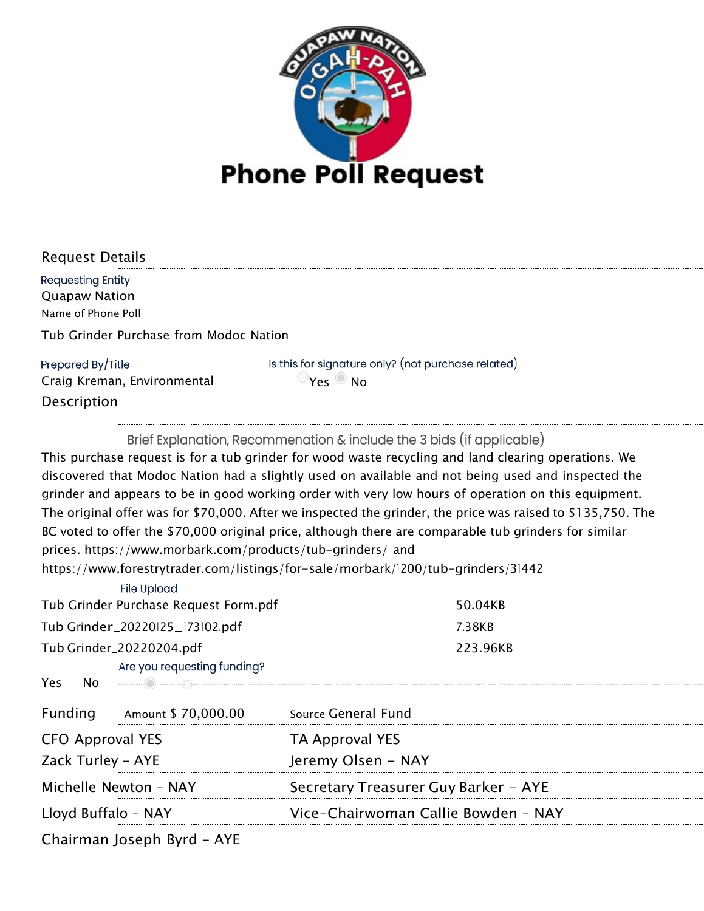# Phone Poll Request

## Request Details

**Requesting Entity**
Quapaw Nation

**Name of Phone Poll**
Tub Grinder Purchase from Modoc Nation

**Prepared By/Title**
Craig Kreman, Environmental

**Is this for signature only? (not purchase related)**
Yes ◉ No

## Description

**Brief Explanation, Recommenation & include the 3 bids (if applicable)**

This purchase request is for a tub grinder for wood waste recycling and land clearing operations. We discovered that Modoc Nation had a slightly used on available and not being used and inspected the grinder and appears to be in good working order with very low hours of operation on this equipment. The original offer was for $70,000. After we inspected the grinder, the price was raised to $135,750. The BC voted to offer the $70,000 original price, although there are comparable tub grinders for similar prices. https://www.morbark.com/products/tub-grinders/ and https://www.forestrytrader.com/listings/for-sale/morbark/1200/tub-grinders/31442

**File Upload**

| File | Size |
|---|---|
| Tub Grinder Purchase Request Form.pdf | 50.04KB |
| Tub Grinder_20220125_173102.pdf | 7.38KB |
| Tub Grinder_20220204.pdf | 223.96KB |

**Are you requesting funding?**
◉ Yes No

**Funding** Amount $ 70,000.00 Source General Fund

| | |
|---|---|
| CFO Approval YES | TA Approval YES |
| Zack Turley - AYE | Jeremy Olsen - NAY |
| Michelle Newton - NAY | Secretary Treasurer Guy Barker - AYE |
| Lloyd Buffalo - NAY | Vice-Chairwoman Callie Bowden - NAY |
| Chairman Joseph Byrd - AYE | |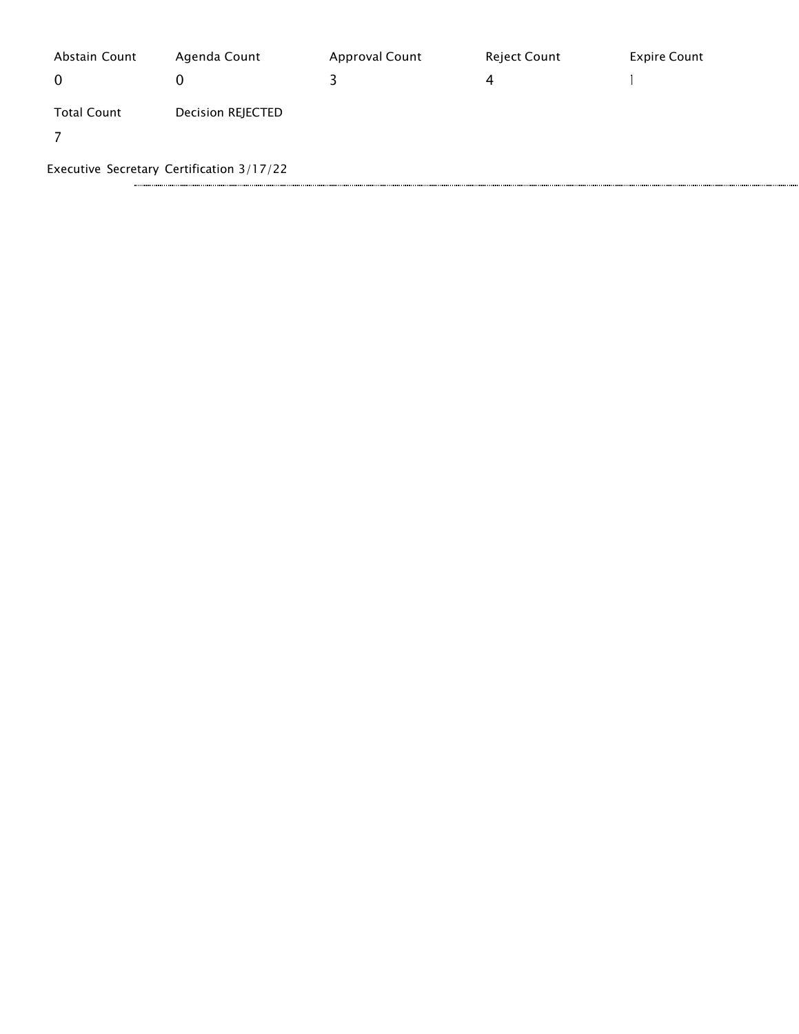| Abstain Count | Agenda Count | Approval Count | Reject Count | Expire Count |
| --- | --- | --- | --- | --- |
| 0 | 0 | 3 | 4 | 1 |
| Total Count | Decision REJECTED | | | |
| 7 | | | | |

Executive Secretary Certification 3/17/22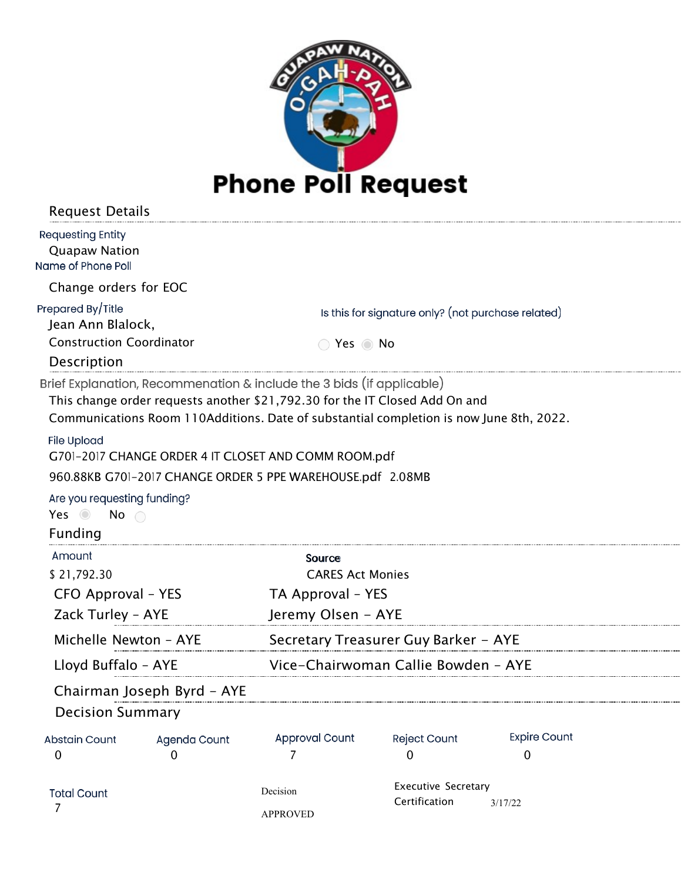# Phone Poll Request

## Request Details

**Requesting Entity**
Quapaw Nation

**Name of Phone Poll**
Change orders for EOC

**Prepared By/Title**
Jean Ann Blalock,
Construction Coordinator

**Is this for signature only? (not purchase related)**
○ Yes ◉ No

## Description

**Brief Explanation, Recommenation & include the 3 bids (if applicable)**
This change order requests another $21,792.30 for the IT Closed Add On and Communications Room 110Additions. Date of substantial completion is now June 8th, 2022.

**File Upload**
G701-2017 CHANGE ORDER 4 IT CLOSET AND COMM ROOM.pdf
960.88KB G701-2017 CHANGE ORDER 5 PPE WAREHOUSE.pdf 2.08MB

**Are you requesting funding?**
Yes ◉ No ○

## Funding

| Amount | Source |
|---|---|
| $ 21,792.30 | CARES Act Monies |
| CFO Approval - YES | TA Approval - YES |
| Zack Turley - AYE | Jeremy Olsen - AYE |
| Michelle Newton - AYE | Secretary Treasurer Guy Barker - AYE |
| Lloyd Buffalo - AYE | Vice-Chairwoman Callie Bowden - AYE |
| Chairman Joseph Byrd - AYE | |

## Decision Summary

| Abstain Count | Agenda Count | Approval Count | Reject Count | Expire Count |
|---|---|---|---|---|
| 0 | 0 | 7 | 0 | 0 |

| Total Count | Decision | Executive Secretary Certification |
|---|---|---|
| 7 | APPROVED | 3/17/22 |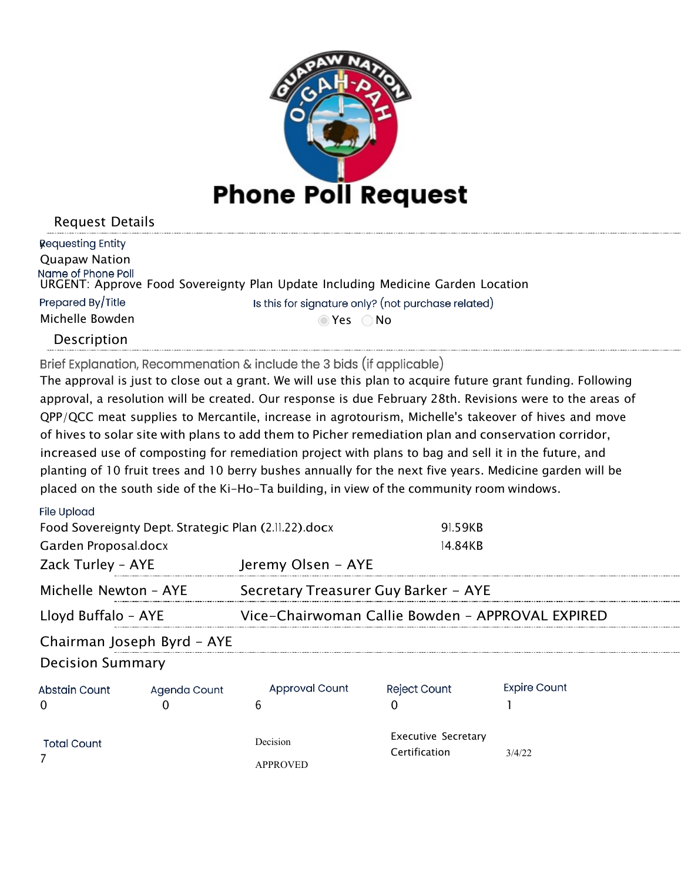# Phone Poll Request

## Request Details

**Requesting Entity**
Quapaw Nation

**Name of Phone Poll**
URGENT: Approve Food Sovereignty Plan Update Including Medicine Garden Location

**Prepared By/Title**
Michelle Bowden

**Is this for signature only? (not purchase related)**
(●) Yes ( ) No

## Description

**Brief Explanation, Recommenation & include the 3 bids (if applicable)**

The approval is just to close out a grant. We will use this plan to acquire future grant funding. Following approval, a resolution will be created. Our response is due February 28th. Revisions were to the areas of QPP/QCC meat supplies to Mercantile, increase in agrotourism, Michelle's takeover of hives and move of hives to solar site with plans to add them to Picher remediation plan and conservation corridor, increased use of composting for remediation project with plans to bag and sell it in the future, and planting of 10 fruit trees and 10 berry bushes annually for the next five years. Medicine garden will be placed on the south side of the Ki-Ho-Ta building, in view of the community room windows.

**File Upload**

| File | Size |
|---|---|
| Food Sovereignty Dept. Strategic Plan (2.11.22).docx | 91.59KB |
| Garden Proposal.docx | 14.84KB |

| | |
|---|---|
| Zack Turley - AYE | Jeremy Olsen - AYE |
| Michelle Newton - AYE | Secretary Treasurer Guy Barker - AYE |
| Lloyd Buffalo - AYE | Vice-Chairwoman Callie Bowden - APPROVAL EXPIRED |
| Chairman Joseph Byrd - AYE | |

## Decision Summary

| Abstain Count | Agenda Count | Approval Count | Reject Count | Expire Count |
|---|---|---|---|---|
| 0 | 0 | 6 | 0 | 1 |

| Total Count | Decision | Executive Secretary Certification | |
|---|---|---|---|
| 7 | APPROVED | | 3/4/22 |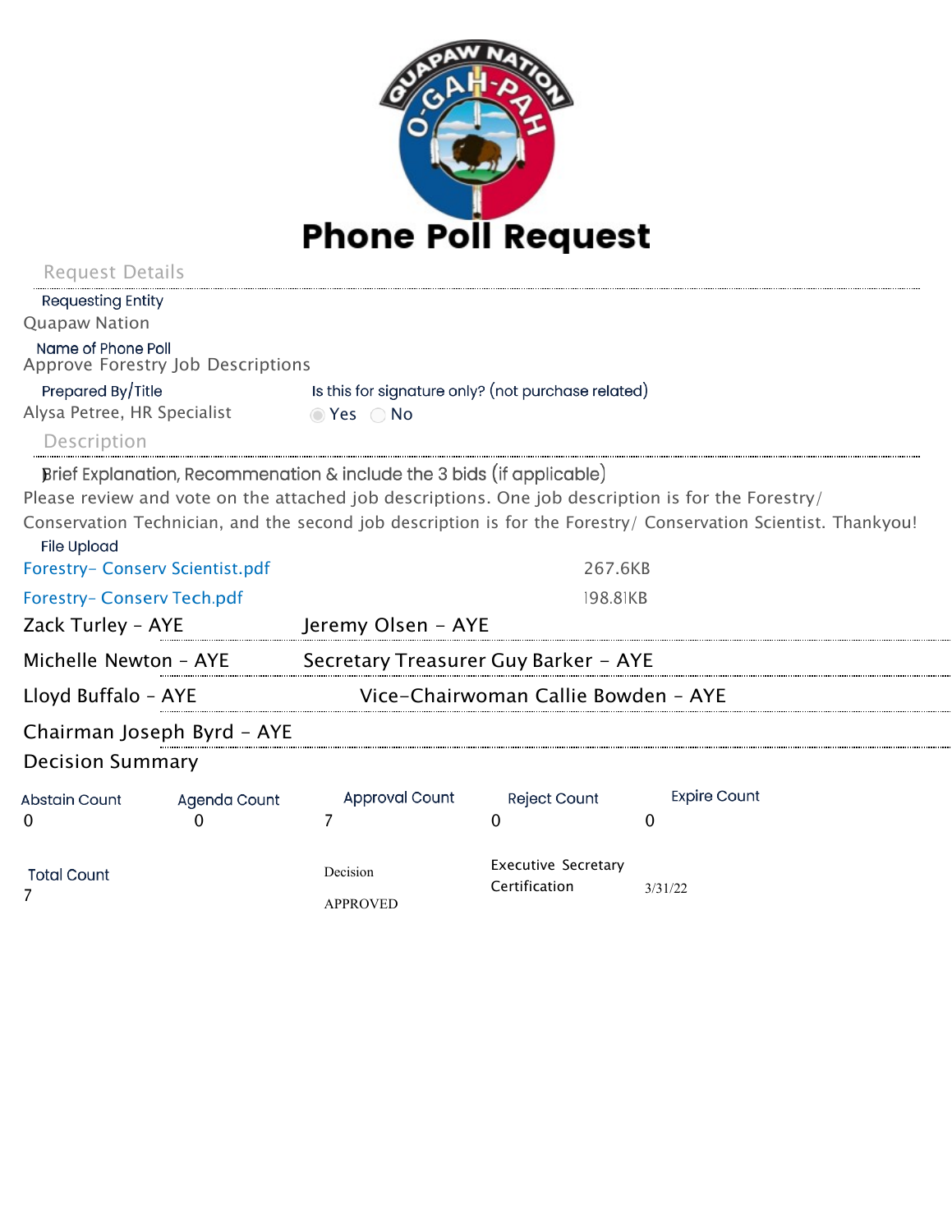# Phone Poll Request

## Request Details

**Requesting Entity**
Quapaw Nation

**Name of Phone Poll**
Approve Forestry Job Descriptions

**Prepared By/Title**
Alysa Petree, HR Specialist

**Is this for signature only? (not purchase related)**
◉ Yes ○ No

## Description

**Brief Explanation, Recommenation & include the 3 bids (if applicable)**
Please review and vote on the attached job descriptions. One job description is for the Forestry/ Conservation Technician, and the second job description is for the Forestry/ Conservation Scientist. Thankyou!

**File Upload**

| File | Size |
|---|---|
| Forestry- Conserv Scientist.pdf | 267.6KB |
| Forestry- Conserv Tech.pdf | 198.81KB |

Zack Turley - AYE

Jeremy Olsen - AYE

Michelle Newton - AYE

Secretary Treasurer Guy Barker - AYE

Lloyd Buffalo - AYE

Vice-Chairwoman Callie Bowden - AYE

Chairman Joseph Byrd - AYE

## Decision Summary

| Abstain Count | Agenda Count | Approval Count | Reject Count | Expire Count |
|---|---|---|---|---|
| 0 | 0 | 7 | 0 | 0 |

| Total Count | Decision | Executive Secretary Certification | |
|---|---|---|---|
| 7 | APPROVED | | 3/31/22 |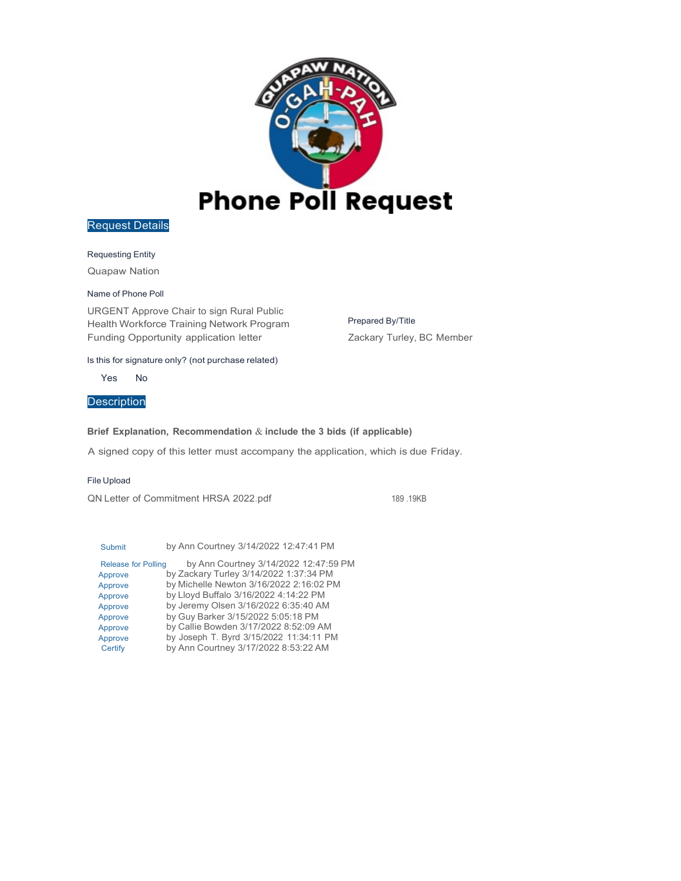# Phone Poll Request

## Request Details

Requesting Entity

Quapaw Nation

Name of Phone Poll

URGENT Approve Chair to sign Rural Public Health Workforce Training Network Program Funding Opportunity application letter

Prepared By/Title

Zackary Turley, BC Member

Is this for signature only? (not purchase related)

Yes No

## Description

**Brief Explanation, Recommendation & include the 3 bids (if applicable)**

A signed copy of this letter must accompany the application, which is due Friday.

File Upload

QN Letter of Commitment HRSA 2022.pdf 189 .19KB

| | |
|---|---|
| Submit | by Ann Courtney 3/14/2022 12:47:41 PM |
| Release for Polling | by Ann Courtney 3/14/2022 12:47:59 PM |
| Approve | by Zackary Turley 3/14/2022 1:37:34 PM |
| Approve | by Michelle Newton 3/16/2022 2:16:02 PM |
| Approve | by Lloyd Buffalo 3/16/2022 4:14:22 PM |
| Approve | by Jeremy Olsen 3/16/2022 6:35:40 AM |
| Approve | by Guy Barker 3/15/2022 5:05:18 PM |
| Approve | by Callie Bowden 3/17/2022 8:52:09 AM |
| Approve | by Joseph T. Byrd 3/15/2022 11:34:11 PM |
| Certify | by Ann Courtney 3/17/2022 8:53:22 AM |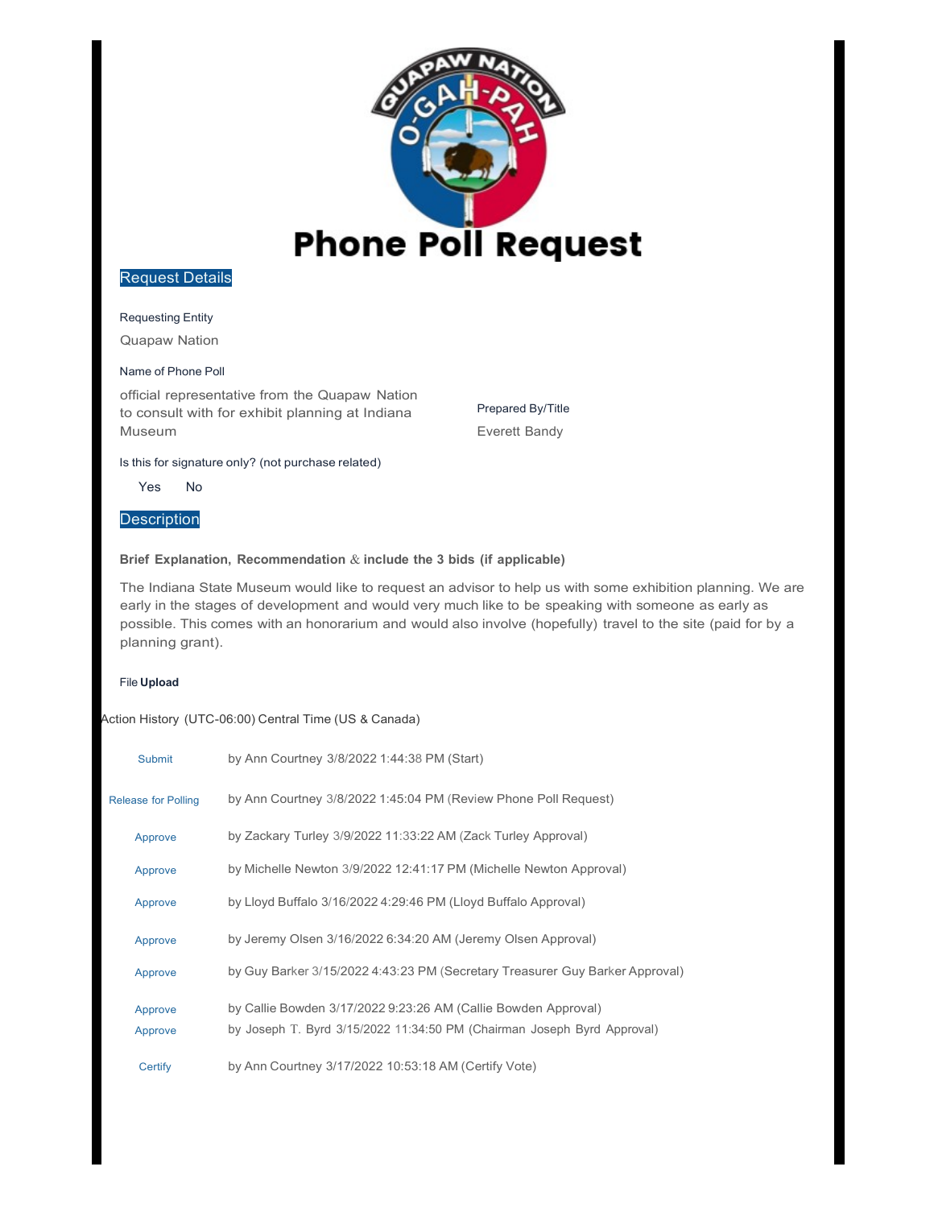QUAPAW NATION O-GAH-PAH

# Phone Poll Request

## Request Details

Requesting Entity

Quapaw Nation

Name of Phone Poll

official representative from the Quapaw Nation to consult with for exhibit planning at Indiana Museum

Prepared By/Title

Everett Bandy

Is this for signature only? (not purchase related)

Yes No

## Description

**Brief Explanation, Recommendation & include the 3 bids (if applicable)**

The Indiana State Museum would like to request an advisor to help us with some exhibition planning. We are early in the stages of development and would very much like to be speaking with someone as early as possible. This comes with an honorarium and would also involve (hopefully) travel to the site (paid for by a planning grant).

File **Upload**

Action History (UTC-06:00) Central Time (US & Canada)

| | |
|---|---|
| Submit | by Ann Courtney 3/8/2022 1:44:38 PM (Start) |
| Release for Polling | by Ann Courtney 3/8/2022 1:45:04 PM (Review Phone Poll Request) |
| Approve | by Zackary Turley 3/9/2022 11:33:22 AM (Zack Turley Approval) |
| Approve | by Michelle Newton 3/9/2022 12:41:17 PM (Michelle Newton Approval) |
| Approve | by Lloyd Buffalo 3/16/2022 4:29:46 PM (Lloyd Buffalo Approval) |
| Approve | by Jeremy Olsen 3/16/2022 6:34:20 AM (Jeremy Olsen Approval) |
| Approve | by Guy Barker 3/15/2022 4:43:23 PM (Secretary Treasurer Guy Barker Approval) |
| Approve | by Callie Bowden 3/17/2022 9:23:26 AM (Callie Bowden Approval) |
| Approve | by Joseph T. Byrd 3/15/2022 11:34:50 PM (Chairman Joseph Byrd Approval) |
| Certify | by Ann Courtney 3/17/2022 10:53:18 AM (Certify Vote) |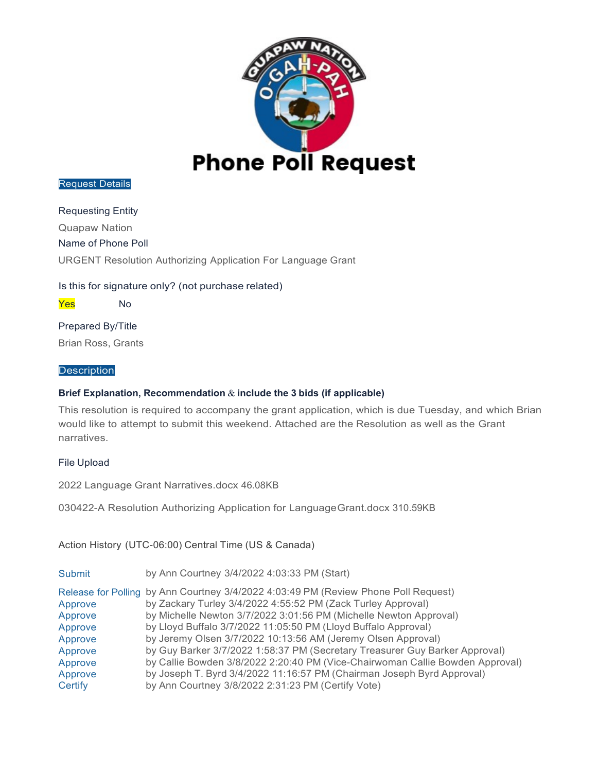# Phone Poll Request

## Request Details

**Requesting Entity**

Quapaw Nation

**Name of Phone Poll**

URGENT Resolution Authorizing Application For Language Grant

**Is this for signature only? (not purchase related)**

Yes    No

**Prepared By/Title**

Brian Ross, Grants

## Description

**Brief Explanation, Recommendation & include the 3 bids (if applicable)**

This resolution is required to accompany the grant application, which is due Tuesday, and which Brian would like to attempt to submit this weekend. Attached are the Resolution as well as the Grant narratives.

**File Upload**

2022 Language Grant Narratives.docx 46.08KB

030422-A Resolution Authorizing Application for LanguageGrant.docx 310.59KB

**Action History (UTC-06:00) Central Time (US & Canada)**

| Action | Details |
|---|---|
| Submit | by Ann Courtney 3/4/2022 4:03:33 PM (Start) |
| Release for Polling | by Ann Courtney 3/4/2022 4:03:49 PM (Review Phone Poll Request) |
| Approve | by Zackary Turley 3/4/2022 4:55:52 PM (Zack Turley Approval) |
| Approve | by Michelle Newton 3/7/2022 3:01:56 PM (Michelle Newton Approval) |
| Approve | by Lloyd Buffalo 3/7/2022 11:05:50 PM (Lloyd Buffalo Approval) |
| Approve | by Jeremy Olsen 3/7/2022 10:13:56 AM (Jeremy Olsen Approval) |
| Approve | by Guy Barker 3/7/2022 1:58:37 PM (Secretary Treasurer Guy Barker Approval) |
| Approve | by Callie Bowden 3/8/2022 2:20:40 PM (Vice-Chairwoman Callie Bowden Approval) |
| Approve | by Joseph T. Byrd 3/4/2022 11:16:57 PM (Chairman Joseph Byrd Approval) |
| Certify | by Ann Courtney 3/8/2022 2:31:23 PM (Certify Vote) |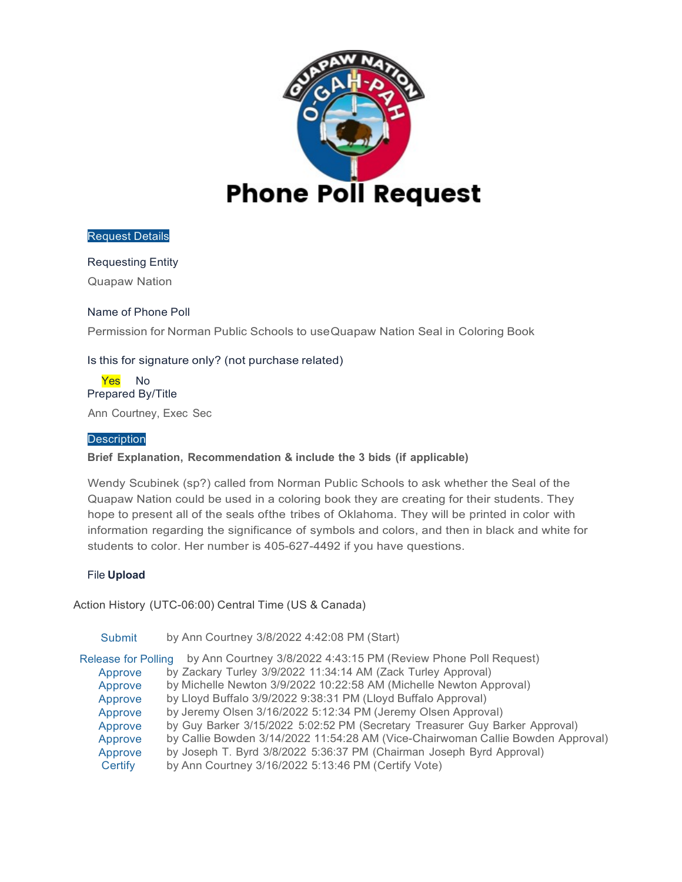# Phone Poll Request

**Request Details**

Requesting Entity

Quapaw Nation

Name of Phone Poll

Permission for Norman Public Schools to useQuapaw Nation Seal in Coloring Book

Is this for signature only? (not purchase related)

Yes No

Prepared By/Title

Ann Courtney, Exec Sec

**Description**

**Brief Explanation, Recommendation & include the 3 bids (if applicable)**

Wendy Scubinek (sp?) called from Norman Public Schools to ask whether the Seal of the Quapaw Nation could be used in a coloring book they are creating for their students. They hope to present all of the seals ofthe tribes of Oklahoma. They will be printed in color with information regarding the significance of symbols and colors, and then in black and white for students to color. Her number is 405-627-4492 if you have questions.

File **Upload**

Action History (UTC-06:00) Central Time (US & Canada)

| Action | Details |
| --- | --- |
| Submit | by Ann Courtney 3/8/2022 4:42:08 PM (Start) |
| Release for Polling | by Ann Courtney 3/8/2022 4:43:15 PM (Review Phone Poll Request) |
| Approve | by Zackary Turley 3/9/2022 11:34:14 AM (Zack Turley Approval) |
| Approve | by Michelle Newton 3/9/2022 10:22:58 AM (Michelle Newton Approval) |
| Approve | by Lloyd Buffalo 3/9/2022 9:38:31 PM (Lloyd Buffalo Approval) |
| Approve | by Jeremy Olsen 3/16/2022 5:12:34 PM (Jeremy Olsen Approval) |
| Approve | by Guy Barker 3/15/2022 5:02:52 PM (Secretary Treasurer Guy Barker Approval) |
| Approve | by Callie Bowden 3/14/2022 11:54:28 AM (Vice-Chairwoman Callie Bowden Approval) |
| Approve | by Joseph T. Byrd 3/8/2022 5:36:37 PM (Chairman Joseph Byrd Approval) |
| Certify | by Ann Courtney 3/16/2022 5:13:46 PM (Certify Vote) |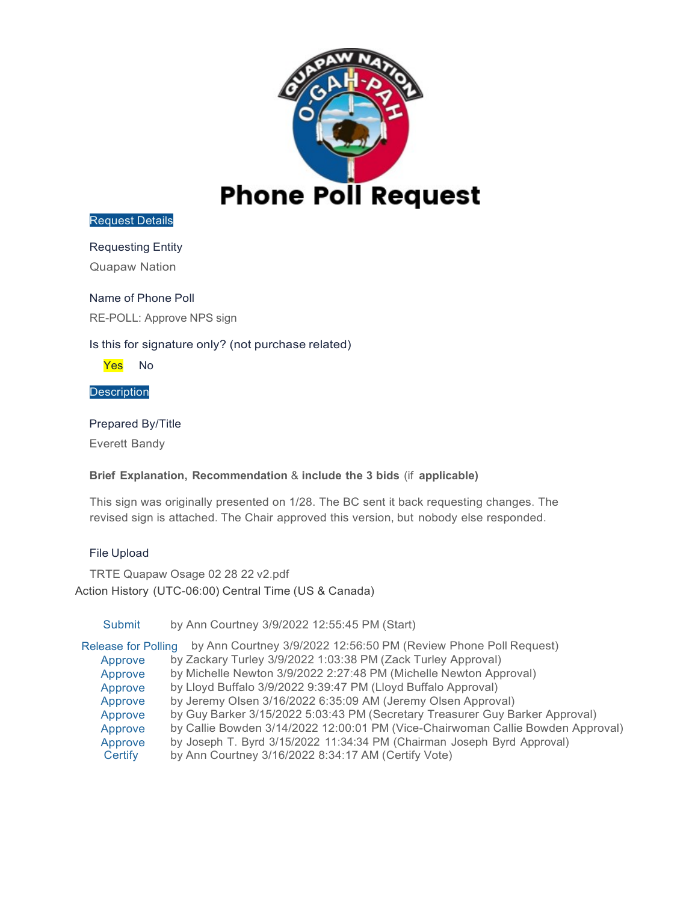# Phone Poll Request

**Request Details**

Requesting Entity

Quapaw Nation

Name of Phone Poll

RE-POLL: Approve NPS sign

Is this for signature only? (not purchase related)

**Yes** No

**Description**

Prepared By/Title

Everett Bandy

**Brief Explanation, Recommendation** & **include the 3 bids** (if **applicable**)

This sign was originally presented on 1/28. The BC sent it back requesting changes. The revised sign is attached. The Chair approved this version, but nobody else responded.

File Upload

TRTE Quapaw Osage 02 28 22 v2.pdf

Action History (UTC-06:00) Central Time (US & Canada)

| | |
|---|---|
| Submit | by Ann Courtney 3/9/2022 12:55:45 PM (Start) |
| Release for Polling | by Ann Courtney 3/9/2022 12:56:50 PM (Review Phone Poll Request) |
| Approve | by Zackary Turley 3/9/2022 1:03:38 PM (Zack Turley Approval) |
| Approve | by Michelle Newton 3/9/2022 2:27:48 PM (Michelle Newton Approval) |
| Approve | by Lloyd Buffalo 3/9/2022 9:39:47 PM (Lloyd Buffalo Approval) |
| Approve | by Jeremy Olsen 3/16/2022 6:35:09 AM (Jeremy Olsen Approval) |
| Approve | by Guy Barker 3/15/2022 5:03:43 PM (Secretary Treasurer Guy Barker Approval) |
| Approve | by Callie Bowden 3/14/2022 12:00:01 PM (Vice-Chairwoman Callie Bowden Approval) |
| Approve | by Joseph T. Byrd 3/15/2022 11:34:34 PM (Chairman Joseph Byrd Approval) |
| Certify | by Ann Courtney 3/16/2022 8:34:17 AM (Certify Vote) |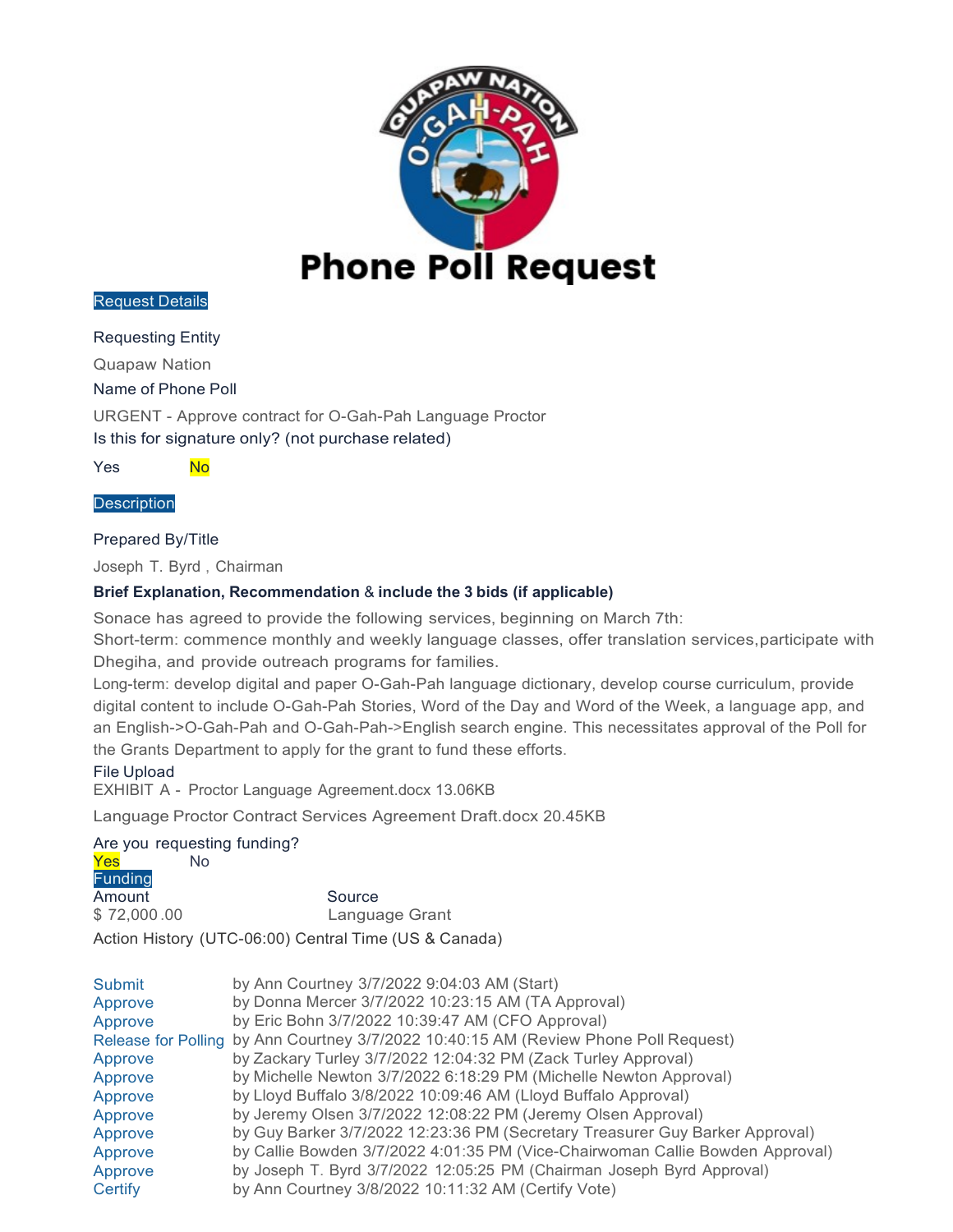# Phone Poll Request

## Request Details

Requesting Entity

Quapaw Nation

Name of Phone Poll

URGENT - Approve contract for O-Gah-Pah Language Proctor

Is this for signature only? (not purchase related)

Yes **No**

## Description

Prepared By/Title

Joseph T. Byrd , Chairman

**Brief Explanation, Recommendation & include the 3 bids (if applicable)**

Sonace has agreed to provide the following services, beginning on March 7th:
Short-term: commence monthly and weekly language classes, offer translation services,participate with Dhegiha, and provide outreach programs for families.
Long-term: develop digital and paper O-Gah-Pah language dictionary, develop course curriculum, provide digital content to include O-Gah-Pah Stories, Word of the Day and Word of the Week, a language app, and an English->O-Gah-Pah and O-Gah-Pah->English search engine. This necessitates approval of the Poll for the Grants Department to apply for the grant to fund these efforts.

File Upload

EXHIBIT A - Proctor Language Agreement.docx 13.06KB

Language Proctor Contract Services Agreement Draft.docx 20.45KB

Are you requesting funding?

**Yes** No

## Funding

| Amount | Source |
|---|---|
| $ 72,000 .00 | Language Grant |

Action History (UTC-06:00) Central Time (US & Canada)

| | |
|---|---|
| Submit | by Ann Courtney 3/7/2022 9:04:03 AM (Start) |
| Approve | by Donna Mercer 3/7/2022 10:23:15 AM (TA Approval) |
| Approve | by Eric Bohn 3/7/2022 10:39:47 AM (CFO Approval) |
| Release for Polling | by Ann Courtney 3/7/2022 10:40:15 AM (Review Phone Poll Request) |
| Approve | by Zackary Turley 3/7/2022 12:04:32 PM (Zack Turley Approval) |
| Approve | by Michelle Newton 3/7/2022 6:18:29 PM (Michelle Newton Approval) |
| Approve | by Lloyd Buffalo 3/8/2022 10:09:46 AM (Lloyd Buffalo Approval) |
| Approve | by Jeremy Olsen 3/7/2022 12:08:22 PM (Jeremy Olsen Approval) |
| Approve | by Guy Barker 3/7/2022 12:23:36 PM (Secretary Treasurer Guy Barker Approval) |
| Approve | by Callie Bowden 3/7/2022 4:01:35 PM (Vice-Chairwoman Callie Bowden Approval) |
| Approve | by Joseph T. Byrd 3/7/2022 12:05:25 PM (Chairman Joseph Byrd Approval) |
| Certify | by Ann Courtney 3/8/2022 10:11:32 AM (Certify Vote) |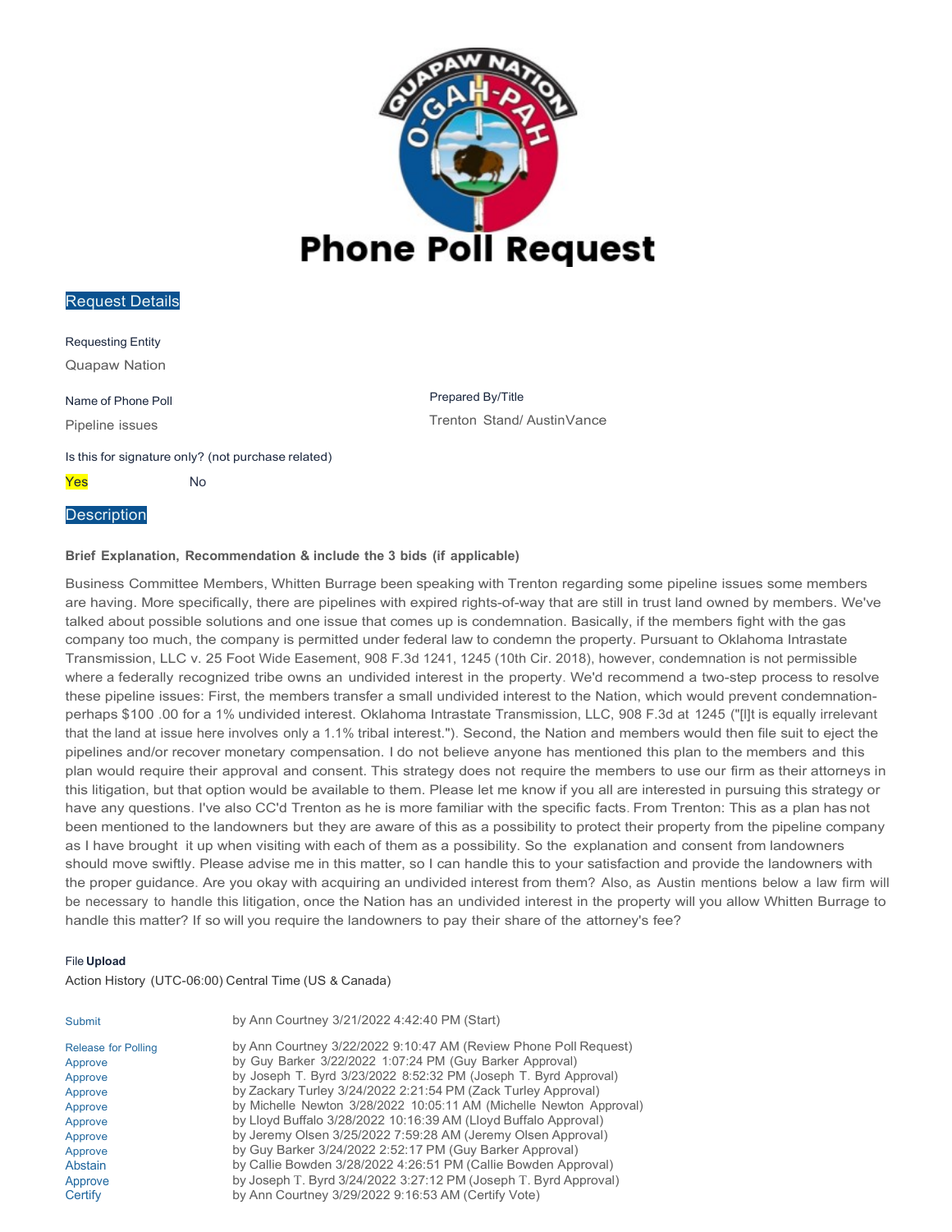# Phone Poll Request

## Request Details

Requesting Entity

Quapaw Nation

| Name of Phone Poll | Prepared By/Title |
| --- | --- |
| Pipeline issues | Trenton Stand/ AustinVance |

Is this for signature only? (not purchase related)

Yes No

## Description

**Brief Explanation, Recommendation & include the 3 bids (if applicable)**

Business Committee Members, Whitten Burrage been speaking with Trenton regarding some pipeline issues some members are having. More specifically, there are pipelines with expired rights-of-way that are still in trust land owned by members. We've talked about possible solutions and one issue that comes up is condemnation. Basically, if the members fight with the gas company too much, the company is permitted under federal law to condemn the property. Pursuant to Oklahoma Intrastate Transmission, LLC v. 25 Foot Wide Easement, 908 F.3d 1241, 1245 (10th Cir. 2018), however, condemnation is not permissible where a federally recognized tribe owns an undivided interest in the property. We'd recommend a two-step process to resolve these pipeline issues: First, the members transfer a small undivided interest to the Nation, which would prevent condemnation-perhaps $100 .00 for a 1% undivided interest. Oklahoma Intrastate Transmission, LLC, 908 F.3d at 1245 ("[I]t is equally irrelevant that the land at issue here involves only a 1.1% tribal interest."). Second, the Nation and members would then file suit to eject the pipelines and/or recover monetary compensation. I do not believe anyone has mentioned this plan to the members and this plan would require their approval and consent. This strategy does not require the members to use our firm as their attorneys in this litigation, but that option would be available to them. Please let me know if you all are interested in pursuing this strategy or have any questions. I've also CC'd Trenton as he is more familiar with the specific facts. From Trenton: This as a plan has not been mentioned to the landowners but they are aware of this as a possibility to protect their property from the pipeline company as I have brought it up when visiting with each of them as a possibility. So the explanation and consent from landowners should move swiftly. Please advise me in this matter, so I can handle this to your satisfaction and provide the landowners with the proper guidance. Are you okay with acquiring an undivided interest from them? Also, as Austin mentions below a law firm will be necessary to handle this litigation, once the Nation has an undivided interest in the property will you allow Whitten Burrage to handle this matter? If so will you require the landowners to pay their share of the attorney's fee?

File **Upload**

Action History (UTC-06:00) Central Time (US & Canada)

| | |
| --- | --- |
| Submit | by Ann Courtney 3/21/2022 4:42:40 PM (Start) |
| Release for Polling | by Ann Courtney 3/22/2022 9:10:47 AM (Review Phone Poll Request) |
| Approve | by Guy Barker 3/22/2022 1:07:24 PM (Guy Barker Approval) |
| Approve | by Joseph T. Byrd 3/23/2022 8:52:32 PM (Joseph T. Byrd Approval) |
| Approve | by Zackary Turley 3/24/2022 2:21:54 PM (Zack Turley Approval) |
| Approve | by Michelle Newton 3/28/2022 10:05:11 AM (Michelle Newton Approval) |
| Approve | by Lloyd Buffalo 3/28/2022 10:16:39 AM (Lloyd Buffalo Approval) |
| Approve | by Jeremy Olsen 3/25/2022 7:59:28 AM (Jeremy Olsen Approval) |
| Approve | by Guy Barker 3/24/2022 2:52:17 PM (Guy Barker Approval) |
| Abstain | by Callie Bowden 3/28/2022 4:26:51 PM (Callie Bowden Approval) |
| Approve | by Joseph T. Byrd 3/24/2022 3:27:12 PM (Joseph T. Byrd Approval) |
| Certify | by Ann Courtney 3/29/2022 9:16:53 AM (Certify Vote) |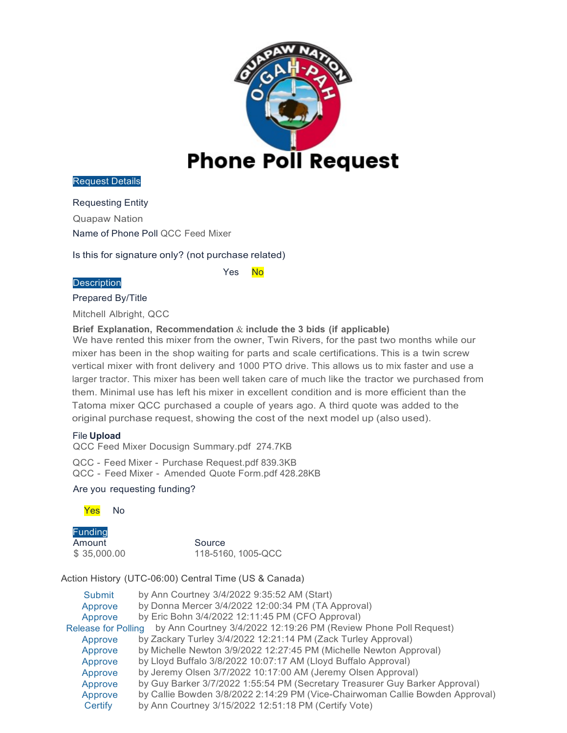# Phone Poll Request

## Request Details

Requesting Entity

Quapaw Nation

Name of Phone Poll QCC Feed Mixer

Is this for signature only? (not purchase related)

Yes **No**

## Description

Prepared By/Title

Mitchell Albright, QCC

**Brief Explanation, Recommendation & include the 3 bids (if applicable)**

We have rented this mixer from the owner, Twin Rivers, for the past two months while our mixer has been in the shop waiting for parts and scale certifications. This is a twin screw vertical mixer with front delivery and 1000 PTO drive. This allows us to mix faster and use a larger tractor. This mixer has been well taken care of much like the tractor we purchased from them. Minimal use has left his mixer in excellent condition and is more efficient than the Tatoma mixer QCC purchased a couple of years ago. A third quote was added to the original purchase request, showing the cost of the next model up (also used).

File **Upload**

QCC Feed Mixer Docusign Summary.pdf 274.7KB

QCC - Feed Mixer - Purchase Request.pdf 839.3KB
QCC - Feed Mixer - Amended Quote Form.pdf 428.28KB

Are you requesting funding?

**Yes** No

## Funding

| Amount | Source |
|---|---|
| $ 35,000.00 | 118-5160, 1005-QCC |

Action History (UTC-06:00) Central Time (US & Canada)

| | |
|---|---|
| Submit | by Ann Courtney 3/4/2022 9:35:52 AM (Start) |
| Approve | by Donna Mercer 3/4/2022 12:00:34 PM (TA Approval) |
| Approve | by Eric Bohn 3/4/2022 12:11:45 PM (CFO Approval) |
| Release for Polling | by Ann Courtney 3/4/2022 12:19:26 PM (Review Phone Poll Request) |
| Approve | by Zackary Turley 3/4/2022 12:21:14 PM (Zack Turley Approval) |
| Approve | by Michelle Newton 3/9/2022 12:27:45 PM (Michelle Newton Approval) |
| Approve | by Lloyd Buffalo 3/8/2022 10:07:17 AM (Lloyd Buffalo Approval) |
| Approve | by Jeremy Olsen 3/7/2022 10:17:00 AM (Jeremy Olsen Approval) |
| Approve | by Guy Barker 3/7/2022 1:55:54 PM (Secretary Treasurer Guy Barker Approval) |
| Approve | by Callie Bowden 3/8/2022 2:14:29 PM (Vice-Chairwoman Callie Bowden Approval) |
| Certify | by Ann Courtney 3/15/2022 12:51:18 PM (Certify Vote) |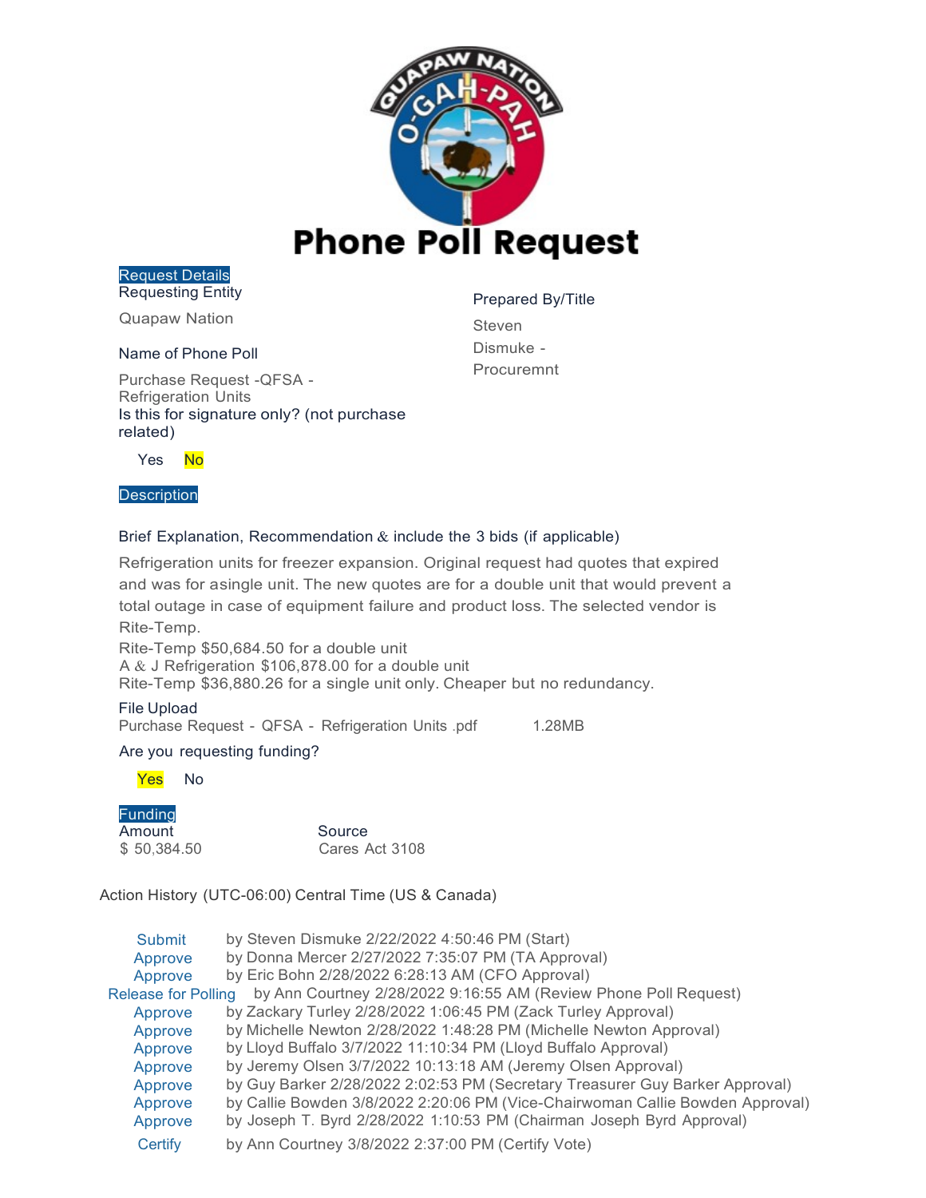# Phone Poll Request

## Request Details

**Requesting Entity**

Quapaw Nation

**Prepared By/Title**

Steven Dismuke - Procuremnt

**Name of Phone Poll**

Purchase Request -QFSA - Refrigeration Units

**Is this for signature only? (not purchase related)**

Yes **No**

## Description

**Brief Explanation, Recommendation & include the 3 bids (if applicable)**

Refrigeration units for freezer expansion. Original request had quotes that expired and was for asingle unit. The new quotes are for a double unit that would prevent a total outage in case of equipment failure and product loss. The selected vendor is Rite-Temp.
Rite-Temp $50,684.50 for a double unit
A & J Refrigeration $106,878.00 for a double unit
Rite-Temp $36,880.26 for a single unit only. Cheaper but no redundancy.

**File Upload**

Purchase Request - QFSA - Refrigeration Units .pdf 1.28MB

**Are you requesting funding?**

**Yes** No

## Funding

| Amount | Source |
|---|---|
| $ 50,384.50 | Cares Act 3108 |

Action History (UTC-06:00) Central Time (US & Canada)

| Action | Details |
|---|---|
| Submit | by Steven Dismuke 2/22/2022 4:50:46 PM (Start) |
| Approve | by Donna Mercer 2/27/2022 7:35:07 PM (TA Approval) |
| Approve | by Eric Bohn 2/28/2022 6:28:13 AM (CFO Approval) |
| Release for Polling | by Ann Courtney 2/28/2022 9:16:55 AM (Review Phone Poll Request) |
| Approve | by Zackary Turley 2/28/2022 1:06:45 PM (Zack Turley Approval) |
| Approve | by Michelle Newton 2/28/2022 1:48:28 PM (Michelle Newton Approval) |
| Approve | by Lloyd Buffalo 3/7/2022 11:10:34 PM (Lloyd Buffalo Approval) |
| Approve | by Jeremy Olsen 3/7/2022 10:13:18 AM (Jeremy Olsen Approval) |
| Approve | by Guy Barker 2/28/2022 2:02:53 PM (Secretary Treasurer Guy Barker Approval) |
| Approve | by Callie Bowden 3/8/2022 2:20:06 PM (Vice-Chairwoman Callie Bowden Approval) |
| Approve | by Joseph T. Byrd 2/28/2022 1:10:53 PM (Chairman Joseph Byrd Approval) |
| Certify | by Ann Courtney 3/8/2022 2:37:00 PM (Certify Vote) |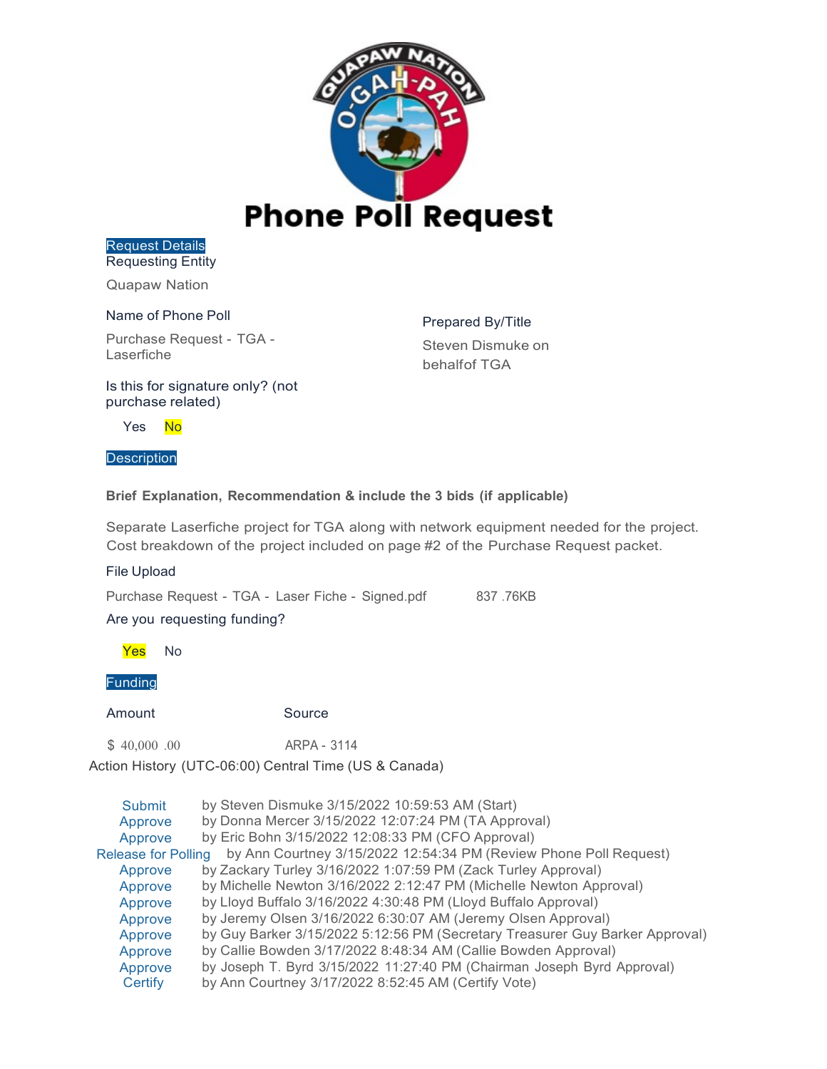# Phone Poll Request

## Request Details

Requesting Entity

Quapaw Nation

Name of Phone Poll

Purchase Request - TGA - Laserfiche

Prepared By/Title

Steven Dismuke on behalfof TGA

Is this for signature only? (not purchase related)

Yes **No**

## Description

**Brief Explanation, Recommendation & include the 3 bids (if applicable)**

Separate Laserfiche project for TGA along with network equipment needed for the project. Cost breakdown of the project included on page #2 of the Purchase Request packet.

File Upload

Purchase Request - TGA - Laser Fiche - Signed.pdf 837 .76KB

Are you requesting funding?

**Yes** No

## Funding

| Amount | Source |
|---|---|
| $ 40,000 .00 | ARPA - 3114 |

Action History (UTC-06:00) Central Time (US & Canada)

| Action | Details |
|---|---|
| Submit | by Steven Dismuke 3/15/2022 10:59:53 AM (Start) |
| Approve | by Donna Mercer 3/15/2022 12:07:24 PM (TA Approval) |
| Approve | by Eric Bohn 3/15/2022 12:08:33 PM (CFO Approval) |
| Release for Polling | by Ann Courtney 3/15/2022 12:54:34 PM (Review Phone Poll Request) |
| Approve | by Zackary Turley 3/16/2022 1:07:59 PM (Zack Turley Approval) |
| Approve | by Michelle Newton 3/16/2022 2:12:47 PM (Michelle Newton Approval) |
| Approve | by Lloyd Buffalo 3/16/2022 4:30:48 PM (Lloyd Buffalo Approval) |
| Approve | by Jeremy Olsen 3/16/2022 6:30:07 AM (Jeremy Olsen Approval) |
| Approve | by Guy Barker 3/15/2022 5:12:56 PM (Secretary Treasurer Guy Barker Approval) |
| Approve | by Callie Bowden 3/17/2022 8:48:34 AM (Callie Bowden Approval) |
| Approve | by Joseph T. Byrd 3/15/2022 11:27:40 PM (Chairman Joseph Byrd Approval) |
| Certify | by Ann Courtney 3/17/2022 8:52:45 AM (Certify Vote) |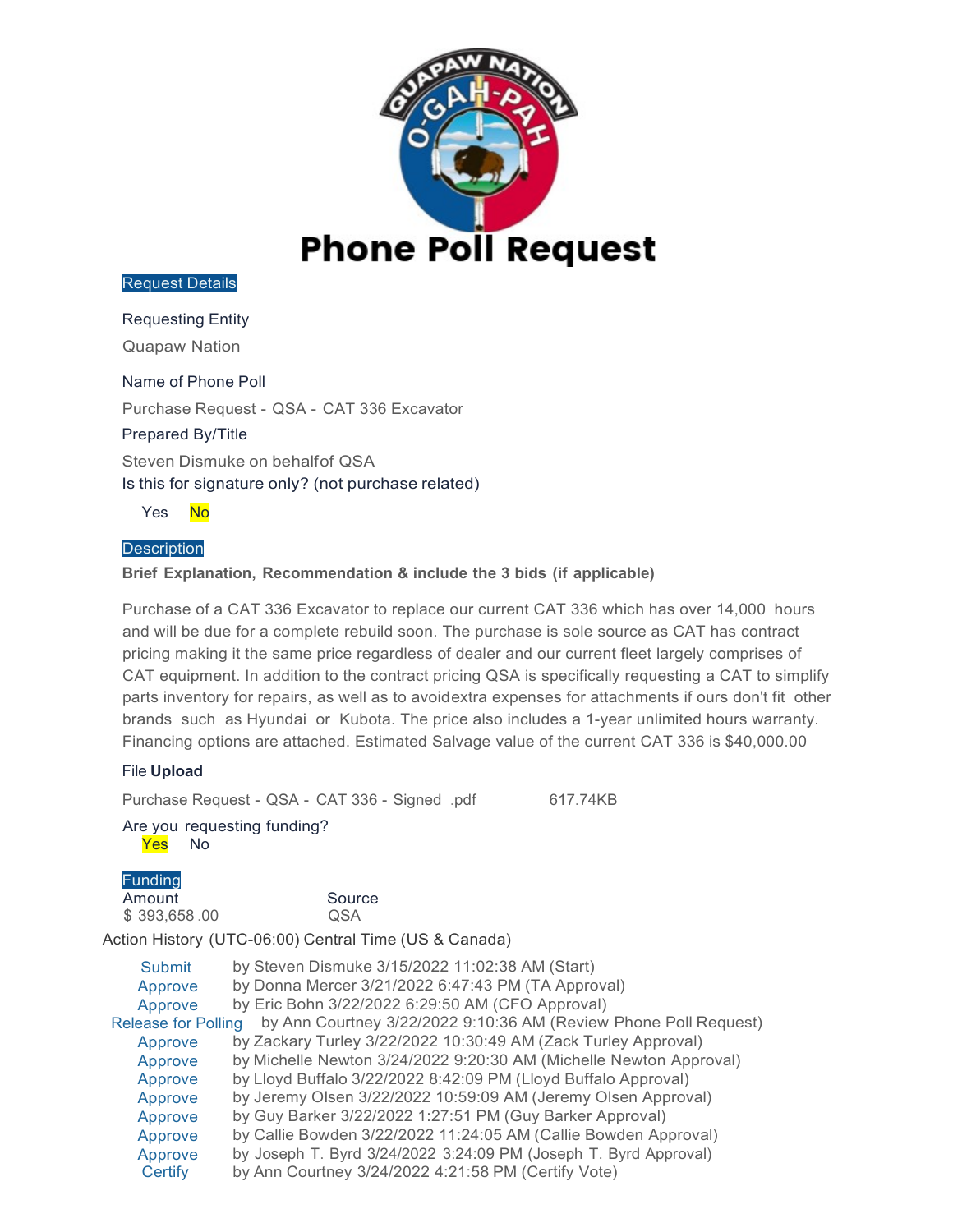# Phone Poll Request

## Request Details

**Requesting Entity**

Quapaw Nation

**Name of Phone Poll**

Purchase Request - QSA - CAT 336 Excavator

**Prepared By/Title**

Steven Dismuke on behalfof QSA

**Is this for signature only? (not purchase related)**

Yes **No**

## Description

**Brief Explanation, Recommendation & include the 3 bids (if applicable)**

Purchase of a CAT 336 Excavator to replace our current CAT 336 which has over 14,000 hours and will be due for a complete rebuild soon. The purchase is sole source as CAT has contract pricing making it the same price regardless of dealer and our current fleet largely comprises of CAT equipment. In addition to the contract pricing QSA is specifically requesting a CAT to simplify parts inventory for repairs, as well as to avoidextra expenses for attachments if ours don't fit other brands such as Hyundai or Kubota. The price also includes a 1-year unlimited hours warranty. Financing options are attached. Estimated Salvage value of the current CAT 336 is $40,000.00

File **Upload**

Purchase Request - QSA - CAT 336 - Signed .pdf 617.74KB

**Are you requesting funding?**

**Yes** No

## Funding

| Amount | Source |
|---|---|
| $ 393,658 .00 | QSA |

Action History (UTC-06:00) Central Time (US & Canada)

| Action | Details |
|---|---|
| Submit | by Steven Dismuke 3/15/2022 11:02:38 AM (Start) |
| Approve | by Donna Mercer 3/21/2022 6:47:43 PM (TA Approval) |
| Approve | by Eric Bohn 3/22/2022 6:29:50 AM (CFO Approval) |
| Release for Polling | by Ann Courtney 3/22/2022 9:10:36 AM (Review Phone Poll Request) |
| Approve | by Zackary Turley 3/22/2022 10:30:49 AM (Zack Turley Approval) |
| Approve | by Michelle Newton 3/24/2022 9:20:30 AM (Michelle Newton Approval) |
| Approve | by Lloyd Buffalo 3/22/2022 8:42:09 PM (Lloyd Buffalo Approval) |
| Approve | by Jeremy Olsen 3/22/2022 10:59:09 AM (Jeremy Olsen Approval) |
| Approve | by Guy Barker 3/22/2022 1:27:51 PM (Guy Barker Approval) |
| Approve | by Callie Bowden 3/22/2022 11:24:05 AM (Callie Bowden Approval) |
| Approve | by Joseph T. Byrd 3/24/2022 3:24:09 PM (Joseph T. Byrd Approval) |
| Certify | by Ann Courtney 3/24/2022 4:21:58 PM (Certify Vote) |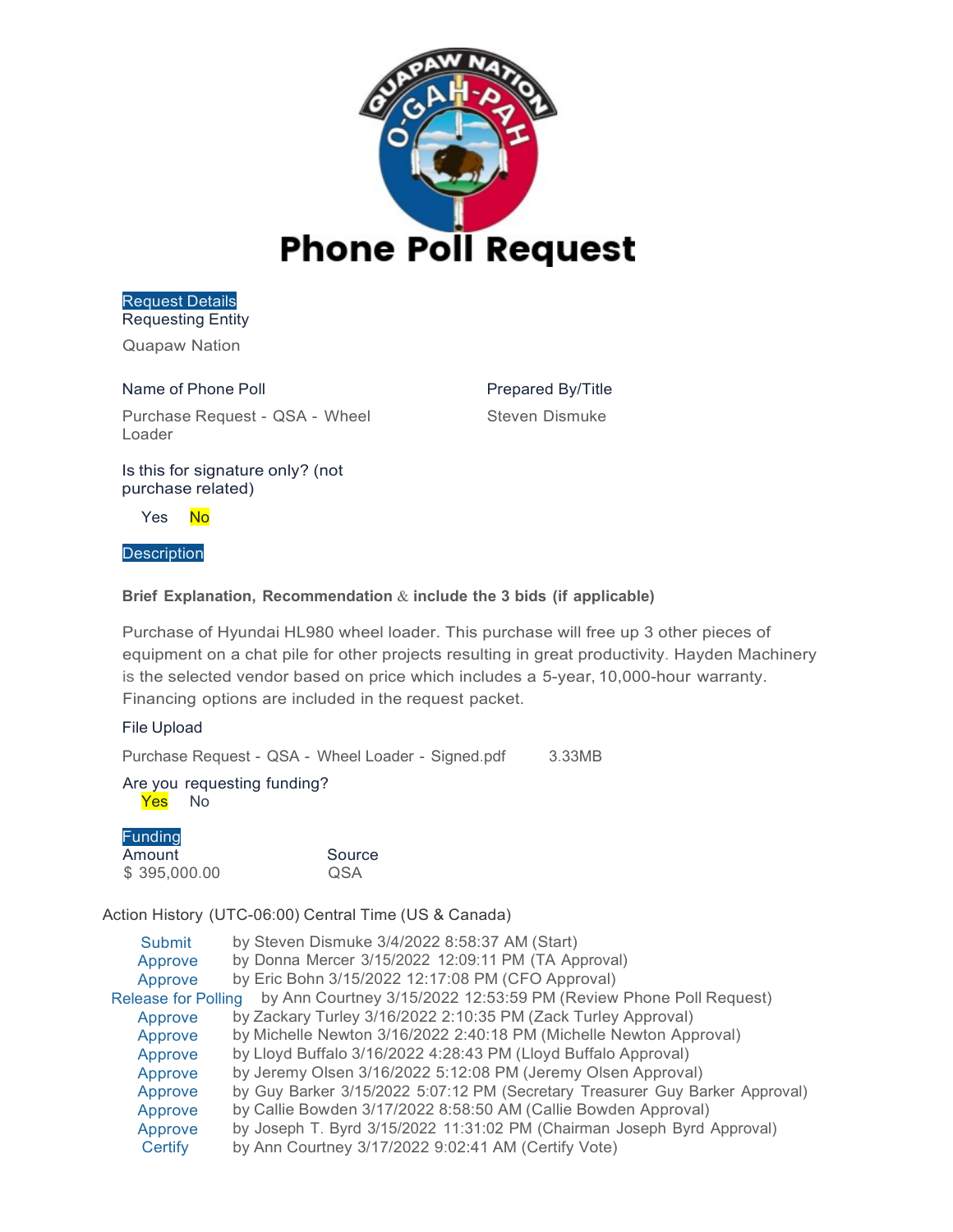# Phone Poll Request

## Request Details

**Requesting Entity**

Quapaw Nation

**Name of Phone Poll**

Purchase Request - QSA - Wheel Loader

**Prepared By/Title**

Steven Dismuke

**Is this for signature only? (not purchase related)**

Yes **No**

## Description

**Brief Explanation, Recommendation & include the 3 bids (if applicable)**

Purchase of Hyundai HL980 wheel loader. This purchase will free up 3 other pieces of equipment on a chat pile for other projects resulting in great productivity. Hayden Machinery is the selected vendor based on price which includes a 5-year, 10,000-hour warranty. Financing options are included in the request packet.

**File Upload**

Purchase Request - QSA - Wheel Loader - Signed.pdf 3.33MB

**Are you requesting funding?**

**Yes** No

## Funding

| Amount | Source |
|---|---|
| $ 395,000.00 | QSA |

**Action History (UTC-06:00) Central Time (US & Canada)**

| Action | Details |
|---|---|
| Submit | by Steven Dismuke 3/4/2022 8:58:37 AM (Start) |
| Approve | by Donna Mercer 3/15/2022 12:09:11 PM (TA Approval) |
| Approve | by Eric Bohn 3/15/2022 12:17:08 PM (CFO Approval) |
| Release for Polling | by Ann Courtney 3/15/2022 12:53:59 PM (Review Phone Poll Request) |
| Approve | by Zackary Turley 3/16/2022 2:10:35 PM (Zack Turley Approval) |
| Approve | by Michelle Newton 3/16/2022 2:40:18 PM (Michelle Newton Approval) |
| Approve | by Lloyd Buffalo 3/16/2022 4:28:43 PM (Lloyd Buffalo Approval) |
| Approve | by Jeremy Olsen 3/16/2022 5:12:08 PM (Jeremy Olsen Approval) |
| Approve | by Guy Barker 3/15/2022 5:07:12 PM (Secretary Treasurer Guy Barker Approval) |
| Approve | by Callie Bowden 3/17/2022 8:58:50 AM (Callie Bowden Approval) |
| Approve | by Joseph T. Byrd 3/15/2022 11:31:02 PM (Chairman Joseph Byrd Approval) |
| Certify | by Ann Courtney 3/17/2022 9:02:41 AM (Certify Vote) |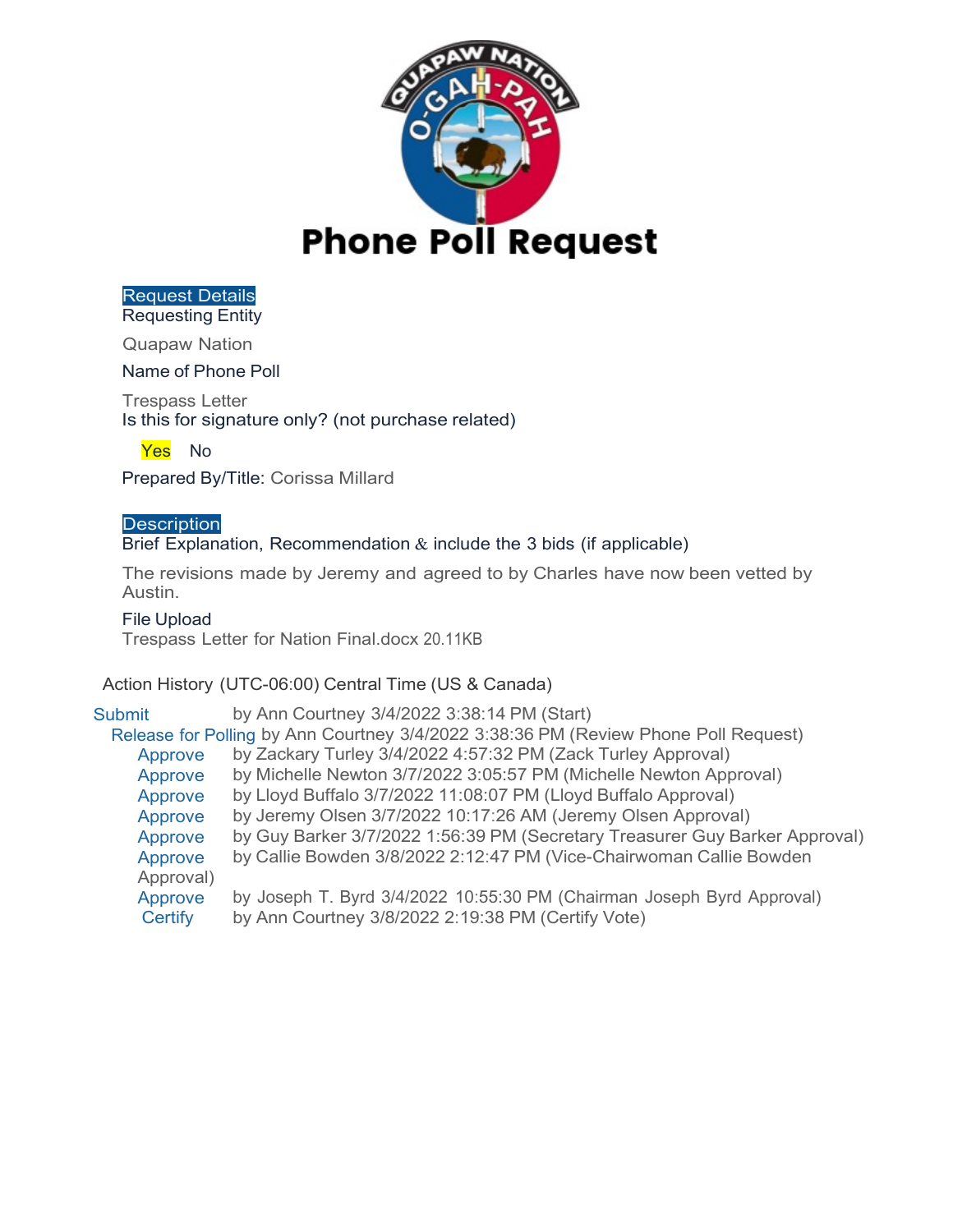# Phone Poll Request

**Request Details**

Requesting Entity

Quapaw Nation

Name of Phone Poll

Trespass Letter

Is this for signature only? (not purchase related)

**Yes** No

Prepared By/Title: Corissa Millard

**Description**

Brief Explanation, Recommendation & include the 3 bids (if applicable)

The revisions made by Jeremy and agreed to by Charles have now been vetted by Austin.

File Upload

Trespass Letter for Nation Final.docx 20.11KB

Action History (UTC-06:00) Central Time (US & Canada)

| | |
|---|---|
| Submit | by Ann Courtney 3/4/2022 3:38:14 PM (Start) |
| Release for Polling | by Ann Courtney 3/4/2022 3:38:36 PM (Review Phone Poll Request) |
| Approve | by Zackary Turley 3/4/2022 4:57:32 PM (Zack Turley Approval) |
| Approve | by Michelle Newton 3/7/2022 3:05:57 PM (Michelle Newton Approval) |
| Approve | by Lloyd Buffalo 3/7/2022 11:08:07 PM (Lloyd Buffalo Approval) |
| Approve | by Jeremy Olsen 3/7/2022 10:17:26 AM (Jeremy Olsen Approval) |
| Approve | by Guy Barker 3/7/2022 1:56:39 PM (Secretary Treasurer Guy Barker Approval) |
| Approve | by Callie Bowden 3/8/2022 2:12:47 PM (Vice-Chairwoman Callie Bowden Approval) |
| Approve | by Joseph T. Byrd 3/4/2022 10:55:30 PM (Chairman Joseph Byrd Approval) |
| Certify | by Ann Courtney 3/8/2022 2:19:38 PM (Certify Vote) |